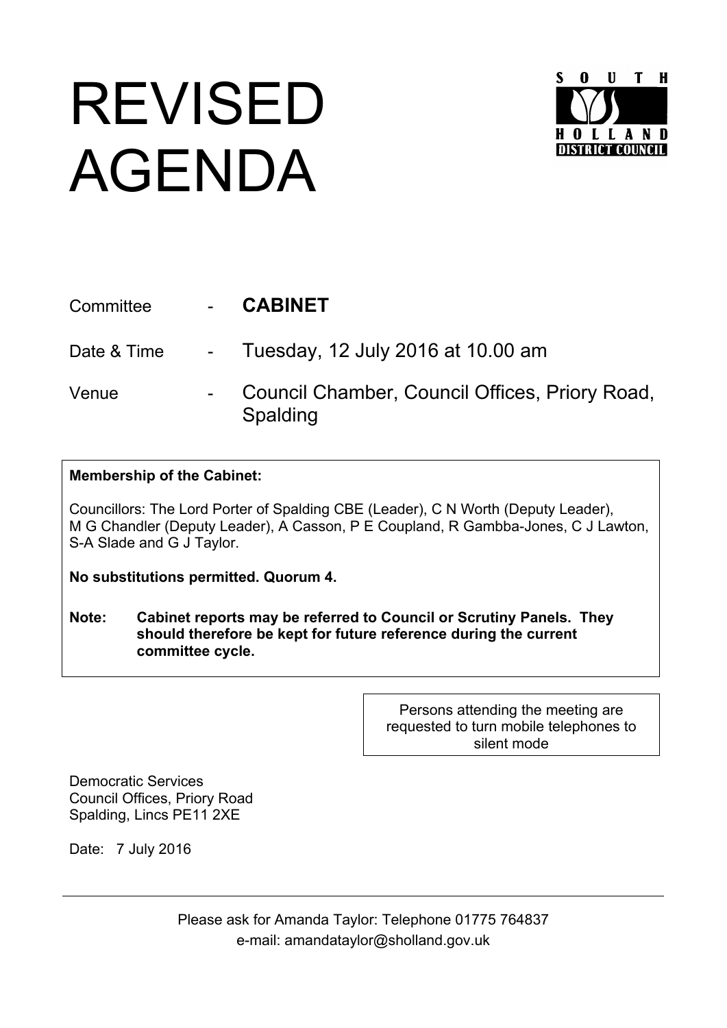# REVISED AGENDA

SOUTH HOLLAND DISTRICT COUNCIL

| | | |
|---|---|---|
| Committee | - | **CABINET** |
| Date & Time | - | Tuesday, 12 July 2016 at 10.00 am |
| Venue | - | Council Chamber, Council Offices, Priory Road, Spalding |

**Membership of the Cabinet:**

Councillors: The Lord Porter of Spalding CBE (Leader), C N Worth (Deputy Leader), M G Chandler (Deputy Leader), A Casson, P E Coupland, R Gambba-Jones, C J Lawton, S-A Slade and G J Taylor.

**No substitutions permitted. Quorum 4.**

**Note: Cabinet reports may be referred to Council or Scrutiny Panels. They should therefore be kept for future reference during the current committee cycle.**

Persons attending the meeting are requested to turn mobile telephones to silent mode

Democratic Services
Council Offices, Priory Road
Spalding, Lincs PE11 2XE

Date: 7 July 2016

---

Please ask for Amanda Taylor: Telephone 01775 764837
e-mail: amandataylor@sholland.gov.uk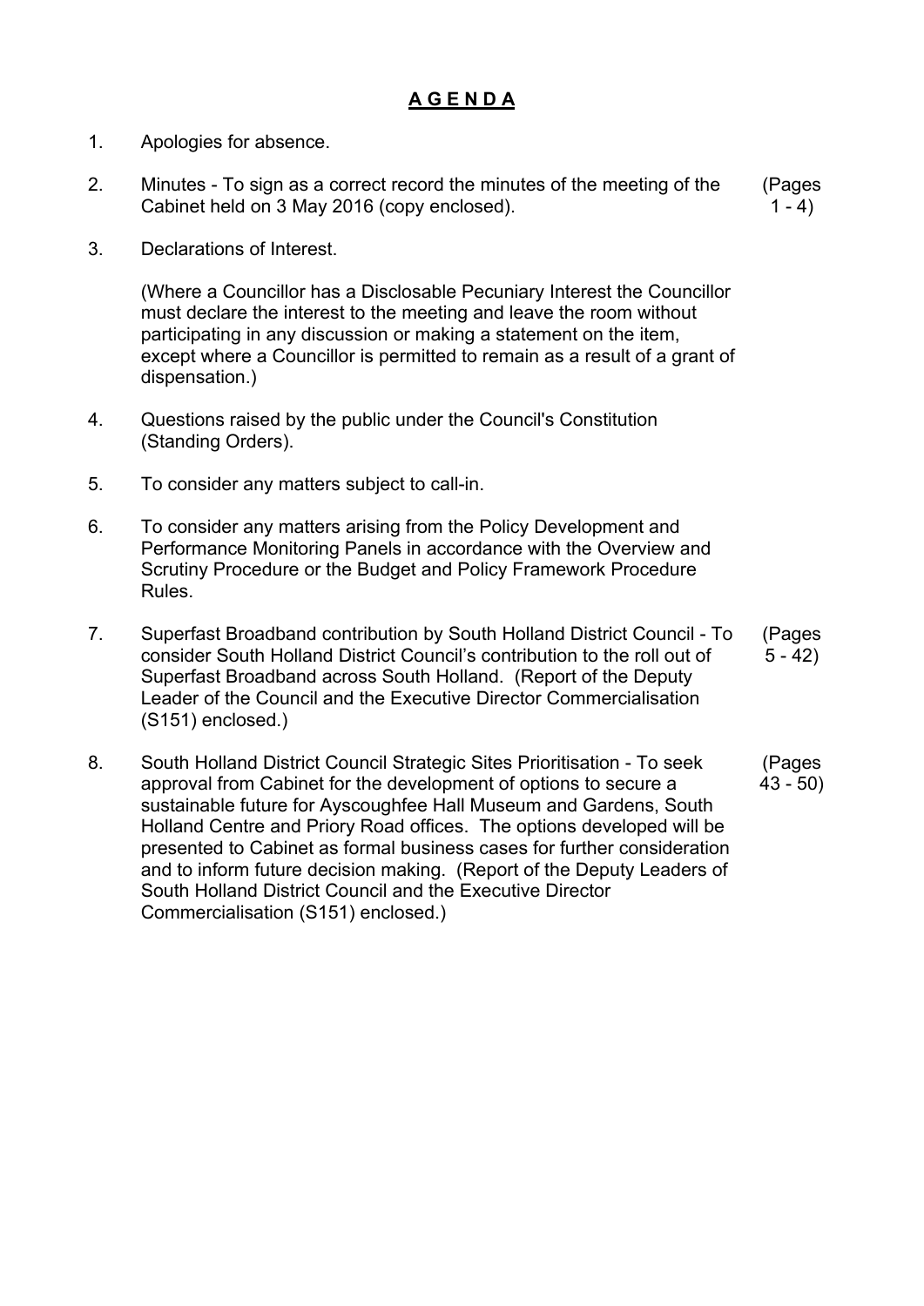# **A G E N D A**

1. Apologies for absence.

2. Minutes - To sign as a correct record the minutes of the meeting of the Cabinet held on 3 May 2016 (copy enclosed). (Pages 1 - 4)

3. Declarations of Interest.

   (Where a Councillor has a Disclosable Pecuniary Interest the Councillor must declare the interest to the meeting and leave the room without participating in any discussion or making a statement on the item, except where a Councillor is permitted to remain as a result of a grant of dispensation.)

4. Questions raised by the public under the Council's Constitution (Standing Orders).

5. To consider any matters subject to call-in.

6. To consider any matters arising from the Policy Development and Performance Monitoring Panels in accordance with the Overview and Scrutiny Procedure or the Budget and Policy Framework Procedure Rules.

7. Superfast Broadband contribution by South Holland District Council - To consider South Holland District Council's contribution to the roll out of Superfast Broadband across South Holland. (Report of the Deputy Leader of the Council and the Executive Director Commercialisation (S151) enclosed.) (Pages 5 - 42)

8. South Holland District Council Strategic Sites Prioritisation - To seek approval from Cabinet for the development of options to secure a sustainable future for Ayscoughfee Hall Museum and Gardens, South Holland Centre and Priory Road offices. The options developed will be presented to Cabinet as formal business cases for further consideration and to inform future decision making. (Report of the Deputy Leaders of South Holland District Council and the Executive Director Commercialisation (S151) enclosed.) (Pages 43 - 50)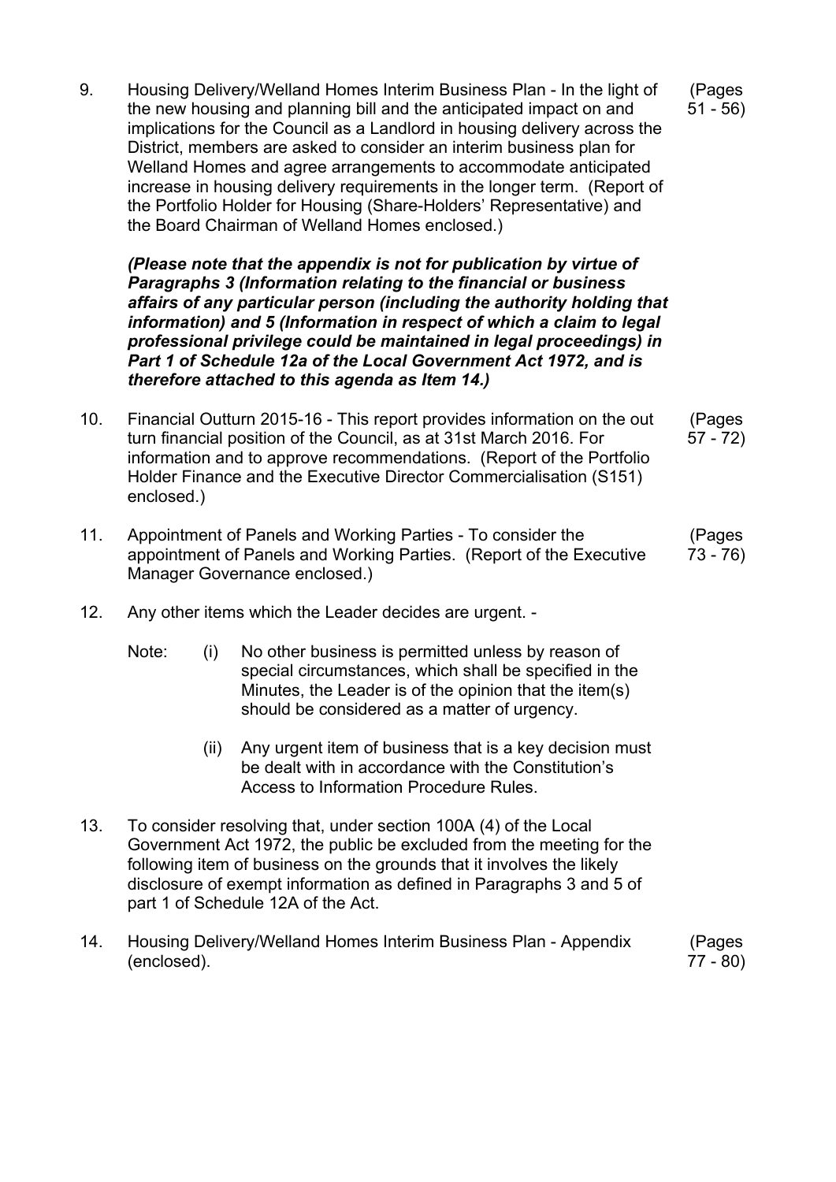9. Housing Delivery/Welland Homes Interim Business Plan - In the light of the new housing and planning bill and the anticipated impact on and implications for the Council as a Landlord in housing delivery across the District, members are asked to consider an interim business plan for Welland Homes and agree arrangements to accommodate anticipated increase in housing delivery requirements in the longer term. (Report of the Portfolio Holder for Housing (Share-Holders' Representative) and the Board Chairman of Welland Homes enclosed.) (Pages 51 - 56)

   ***(Please note that the appendix is not for publication by virtue of Paragraphs 3 (Information relating to the financial or business affairs of any particular person (including the authority holding that information) and 5 (Information in respect of which a claim to legal professional privilege could be maintained in legal proceedings) in Part 1 of Schedule 12a of the Local Government Act 1972, and is therefore attached to this agenda as Item 14.)***

10. Financial Outturn 2015-16 - This report provides information on the out turn financial position of the Council, as at 31st March 2016. For information and to approve recommendations. (Report of the Portfolio Holder Finance and the Executive Director Commercialisation (S151) enclosed.) (Pages 57 - 72)

11. Appointment of Panels and Working Parties - To consider the appointment of Panels and Working Parties. (Report of the Executive Manager Governance enclosed.) (Pages 73 - 76)

12. Any other items which the Leader decides are urgent. -

    Note:
    (i) No other business is permitted unless by reason of special circumstances, which shall be specified in the Minutes, the Leader is of the opinion that the item(s) should be considered as a matter of urgency.

    (ii) Any urgent item of business that is a key decision must be dealt with in accordance with the Constitution's Access to Information Procedure Rules.

13. To consider resolving that, under section 100A (4) of the Local Government Act 1972, the public be excluded from the meeting for the following item of business on the grounds that it involves the likely disclosure of exempt information as defined in Paragraphs 3 and 5 of part 1 of Schedule 12A of the Act.

14. Housing Delivery/Welland Homes Interim Business Plan - Appendix (enclosed). (Pages 77 - 80)